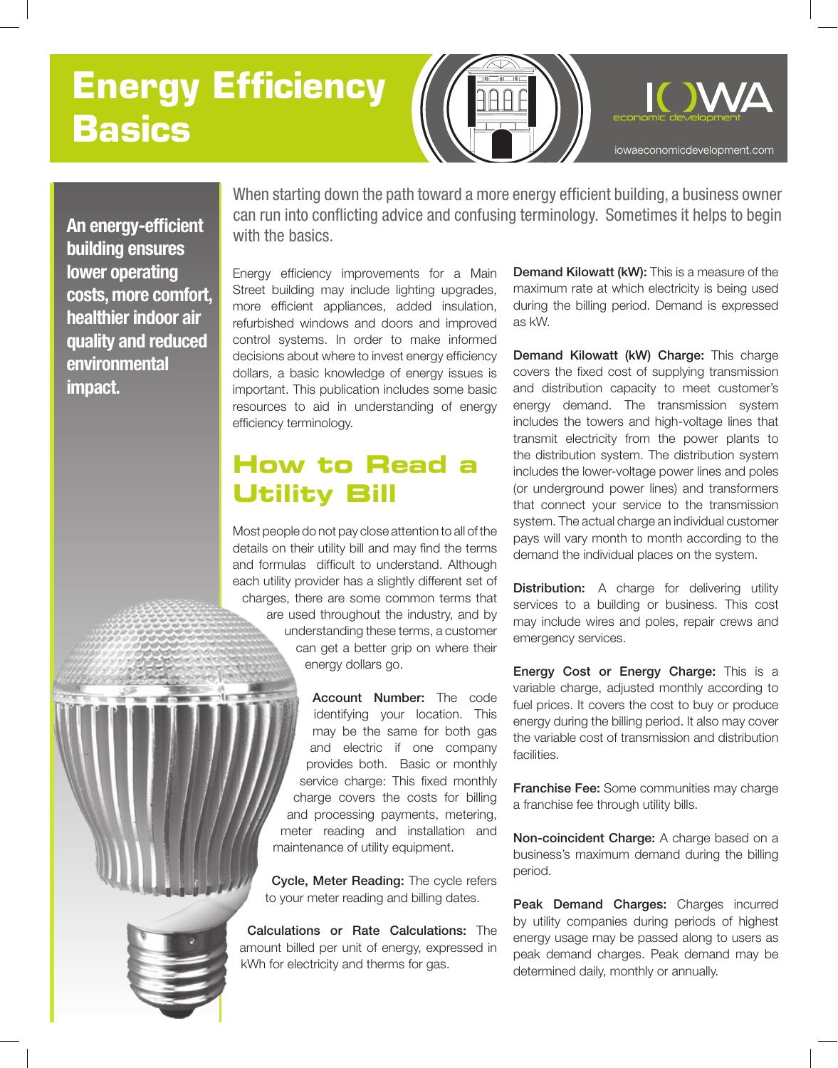# Energy Efficiency Basics

IOWA economic development

iowaeconomicdevelopment.com

**An energy-efficient building ensures lower operating costs, more comfort, healthier indoor air quality and reduced environmental impact.**

When starting down the path toward a more energy efficient building, a business owner can run into conflicting advice and confusing terminology. Sometimes it helps to begin with the basics.

Energy efficiency improvements for a Main Street building may include lighting upgrades, more efficient appliances, added insulation, refurbished windows and doors and improved control systems. In order to make informed decisions about where to invest energy efficiency dollars, a basic knowledge of energy issues is important. This publication includes some basic resources to aid in understanding of energy efficiency terminology.

## How to Read a Utility Bill

Most people do not pay close attention to all of the details on their utility bill and may find the terms and formulas difficult to understand. Although each utility provider has a slightly different set of charges, there are some common terms that are used throughout the industry, and by understanding these terms, a customer can get a better grip on where their energy dollars go.

**Account Number:** The code identifying your location. This may be the same for both gas and electric if one company provides both. Basic or monthly service charge: This fixed monthly charge covers the costs for billing and processing payments, metering, meter reading and installation and maintenance of utility equipment.

**Cycle, Meter Reading:** The cycle refers to your meter reading and billing dates.

**Calculations or Rate Calculations:** The amount billed per unit of energy, expressed in kWh for electricity and therms for gas.

**Demand Kilowatt (kW):** This is a measure of the maximum rate at which electricity is being used during the billing period. Demand is expressed as kW.

**Demand Kilowatt (kW) Charge:** This charge covers the fixed cost of supplying transmission and distribution capacity to meet customer's energy demand. The transmission system includes the towers and high-voltage lines that transmit electricity from the power plants to the distribution system. The distribution system includes the lower-voltage power lines and poles (or underground power lines) and transformers that connect your service to the transmission system. The actual charge an individual customer pays will vary month to month according to the demand the individual places on the system.

**Distribution:** A charge for delivering utility services to a building or business. This cost may include wires and poles, repair crews and emergency services.

**Energy Cost or Energy Charge:** This is a variable charge, adjusted monthly according to fuel prices. It covers the cost to buy or produce energy during the billing period. It also may cover the variable cost of transmission and distribution facilities.

**Franchise Fee:** Some communities may charge a franchise fee through utility bills.

**Non-coincident Charge:** A charge based on a business's maximum demand during the billing period.

**Peak Demand Charges:** Charges incurred by utility companies during periods of highest energy usage may be passed along to users as peak demand charges. Peak demand may be determined daily, monthly or annually.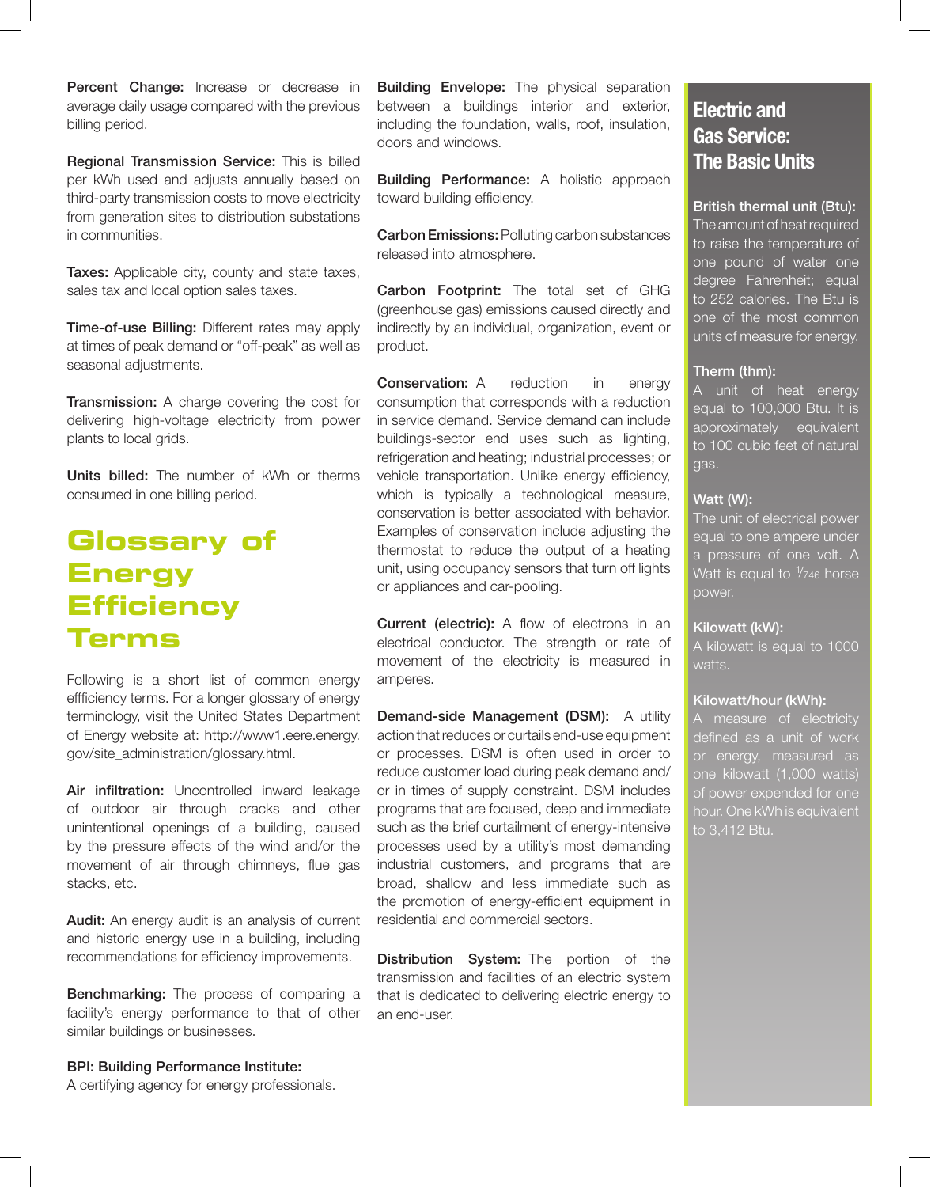**Percent Change:** Increase or decrease in average daily usage compared with the previous billing period.

**Regional Transmission Service:** This is billed per kWh used and adjusts annually based on third-party transmission costs to move electricity from generation sites to distribution substations in communities.

**Taxes:** Applicable city, county and state taxes, sales tax and local option sales taxes.

**Time-of-use Billing:** Different rates may apply at times of peak demand or "off-peak" as well as seasonal adjustments.

**Transmission:** A charge covering the cost for delivering high-voltage electricity from power plants to local grids.

**Units billed:** The number of kWh or therms consumed in one billing period.

# Glossary of Energy Efficiency Terms

Following is a short list of common energy effficiency terms. For a longer glossary of energy terminology, visit the United States Department of Energy website at: http://www1.eere.energy.gov/site_administration/glossary.html.

**Air infiltration:** Uncontrolled inward leakage of outdoor air through cracks and other unintentional openings of a building, caused by the pressure effects of the wind and/or the movement of air through chimneys, flue gas stacks, etc.

**Audit:** An energy audit is an analysis of current and historic energy use in a building, including recommendations for efficiency improvements.

**Benchmarking:** The process of comparing a facility's energy performance to that of other similar buildings or businesses.

**BPI: Building Performance Institute:**
A certifying agency for energy professionals.

**Building Envelope:** The physical separation between a buildings interior and exterior, including the foundation, walls, roof, insulation, doors and windows.

**Building Performance:** A holistic approach toward building efficiency.

**Carbon Emissions:** Polluting carbon substances released into atmosphere.

**Carbon Footprint:** The total set of GHG (greenhouse gas) emissions caused directly and indirectly by an individual, organization, event or product.

**Conservation:** A reduction in energy consumption that corresponds with a reduction in service demand. Service demand can include buildings-sector end uses such as lighting, refrigeration and heating; industrial processes; or vehicle transportation. Unlike energy efficiency, which is typically a technological measure, conservation is better associated with behavior. Examples of conservation include adjusting the thermostat to reduce the output of a heating unit, using occupancy sensors that turn off lights or appliances and car-pooling.

**Current (electric):** A flow of electrons in an electrical conductor. The strength or rate of movement of the electricity is measured in amperes.

**Demand-side Management (DSM):** A utility action that reduces or curtails end-use equipment or processes. DSM is often used in order to reduce customer load during peak demand and/or in times of supply constraint. DSM includes programs that are focused, deep and immediate such as the brief curtailment of energy-intensive processes used by a utility's most demanding industrial customers, and programs that are broad, shallow and less immediate such as the promotion of energy-efficient equipment in residential and commercial sectors.

**Distribution System:** The portion of the transmission and facilities of an electric system that is dedicated to delivering electric energy to an end-user.

## Electric and Gas Service: The Basic Units

**British thermal unit (Btu):**
The amount of heat required to raise the temperature of one pound of water one degree Fahrenheit; equal to 252 calories. The Btu is one of the most common units of measure for energy.

**Therm (thm):**
A unit of heat energy equal to 100,000 Btu. It is approximately equivalent to 100 cubic feet of natural gas.

**Watt (W):**
The unit of electrical power equal to one ampere under a pressure of one volt. A Watt is equal to $1/746$ horse power.

**Kilowatt (kW):**
A kilowatt is equal to 1000 watts.

**Kilowatt/hour (kWh):**
A measure of electricity defined as a unit of work or energy, measured as one kilowatt (1,000 watts) of power expended for one hour. One kWh is equivalent to 3,412 Btu.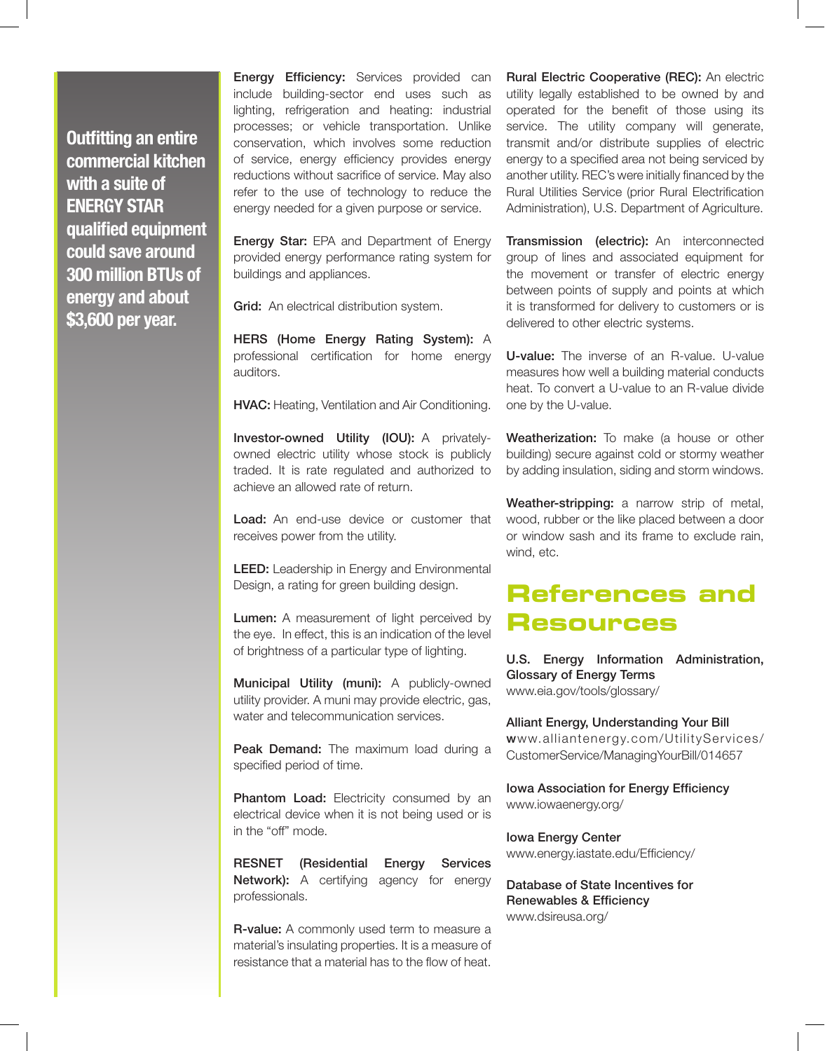**Outfitting an entire commercial kitchen with a suite of ENERGY STAR qualified equipment could save around 300 million BTUs of energy and about $3,600 per year.**

**Energy Efficiency:** Services provided can include building-sector end uses such as lighting, refrigeration and heating: industrial processes; or vehicle transportation. Unlike conservation, which involves some reduction of service, energy efficiency provides energy reductions without sacrifice of service. May also refer to the use of technology to reduce the energy needed for a given purpose or service.

**Energy Star:** EPA and Department of Energy provided energy performance rating system for buildings and appliances.

**Grid:** An electrical distribution system.

**HERS (Home Energy Rating System):** A professional certification for home energy auditors.

**HVAC:** Heating, Ventilation and Air Conditioning.

**Investor-owned Utility (IOU):** A privately-owned electric utility whose stock is publicly traded. It is rate regulated and authorized to achieve an allowed rate of return.

**Load:** An end-use device or customer that receives power from the utility.

**LEED:** Leadership in Energy and Environmental Design, a rating for green building design.

**Lumen:** A measurement of light perceived by the eye. In effect, this is an indication of the level of brightness of a particular type of lighting.

**Municipal Utility (muni):** A publicly-owned utility provider. A muni may provide electric, gas, water and telecommunication services.

**Peak Demand:** The maximum load during a specified period of time.

**Phantom Load:** Electricity consumed by an electrical device when it is not being used or is in the "off" mode.

**RESNET (Residential Energy Services Network):** A certifying agency for energy professionals.

**R-value:** A commonly used term to measure a material's insulating properties. It is a measure of resistance that a material has to the flow of heat.

**Rural Electric Cooperative (REC):** An electric utility legally established to be owned by and operated for the benefit of those using its service. The utility company will generate, transmit and/or distribute supplies of electric energy to a specified area not being serviced by another utility. REC's were initially financed by the Rural Utilities Service (prior Rural Electrification Administration), U.S. Department of Agriculture.

**Transmission (electric):** An interconnected group of lines and associated equipment for the movement or transfer of electric energy between points of supply and points at which it is transformed for delivery to customers or is delivered to other electric systems.

**U-value:** The inverse of an R-value. U-value measures how well a building material conducts heat. To convert a U-value to an R-value divide one by the U-value.

**Weatherization:** To make (a house or other building) secure against cold or stormy weather by adding insulation, siding and storm windows.

**Weather-stripping:** a narrow strip of metal, wood, rubber or the like placed between a door or window sash and its frame to exclude rain, wind, etc.

## References and Resources

**U.S. Energy Information Administration, Glossary of Energy Terms**
www.eia.gov/tools/glossary/

**Alliant Energy, Understanding Your Bill**
www.alliantenergy.com/UtilityServices/CustomerService/ManagingYourBill/014657

**Iowa Association for Energy Efficiency**
www.iowaenergy.org/

**Iowa Energy Center**
www.energy.iastate.edu/Efficiency/

**Database of State Incentives for Renewables & Efficiency**
www.dsireusa.org/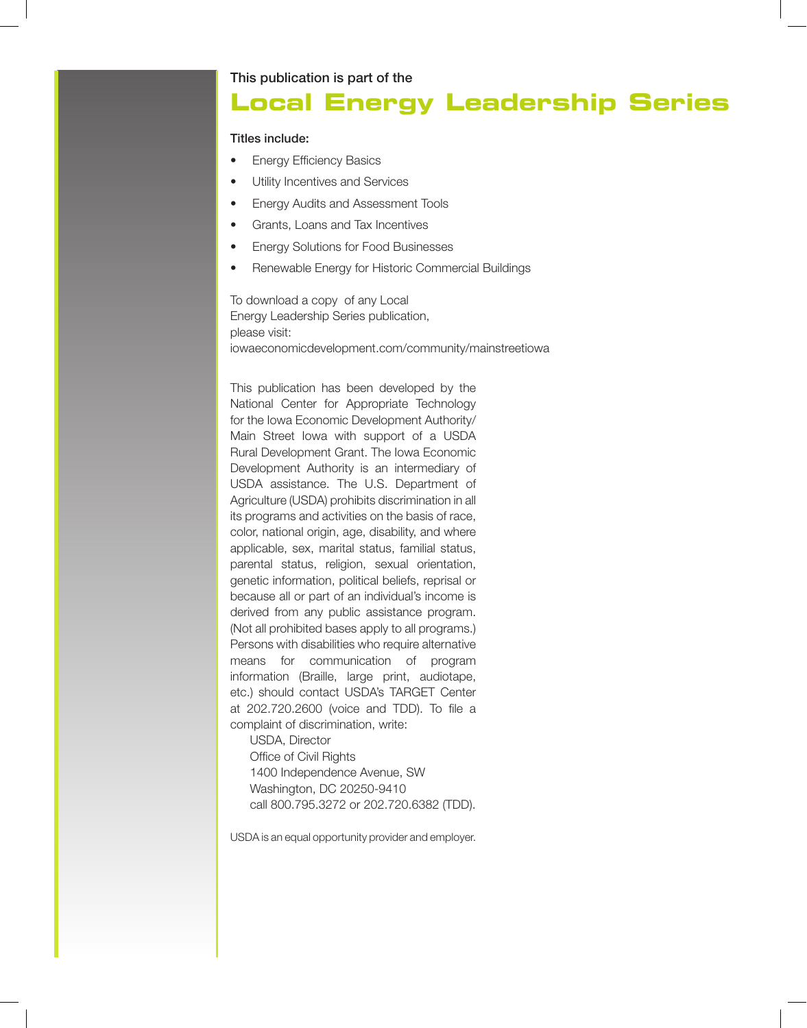This publication is part of the

# Local Energy Leadership Series

Titles include:

- Energy Efficiency Basics
- Utility Incentives and Services
- Energy Audits and Assessment Tools
- Grants, Loans and Tax Incentives
- Energy Solutions for Food Businesses
- Renewable Energy for Historic Commercial Buildings

To download a copy of any Local Energy Leadership Series publication, please visit:
iowaeconomicdevelopment.com/community/mainstreetiowa

This publication has been developed by the National Center for Appropriate Technology for the Iowa Economic Development Authority/ Main Street Iowa with support of a USDA Rural Development Grant. The Iowa Economic Development Authority is an intermediary of USDA assistance. The U.S. Department of Agriculture (USDA) prohibits discrimination in all its programs and activities on the basis of race, color, national origin, age, disability, and where applicable, sex, marital status, familial status, parental status, religion, sexual orientation, genetic information, political beliefs, reprisal or because all or part of an individual's income is derived from any public assistance program. (Not all prohibited bases apply to all programs.) Persons with disabilities who require alternative means for communication of program information (Braille, large print, audiotape, etc.) should contact USDA's TARGET Center at 202.720.2600 (voice and TDD). To file a complaint of discrimination, write:

USDA, Director
Office of Civil Rights
1400 Independence Avenue, SW
Washington, DC 20250-9410
call 800.795.3272 or 202.720.6382 (TDD).

USDA is an equal opportunity provider and employer.